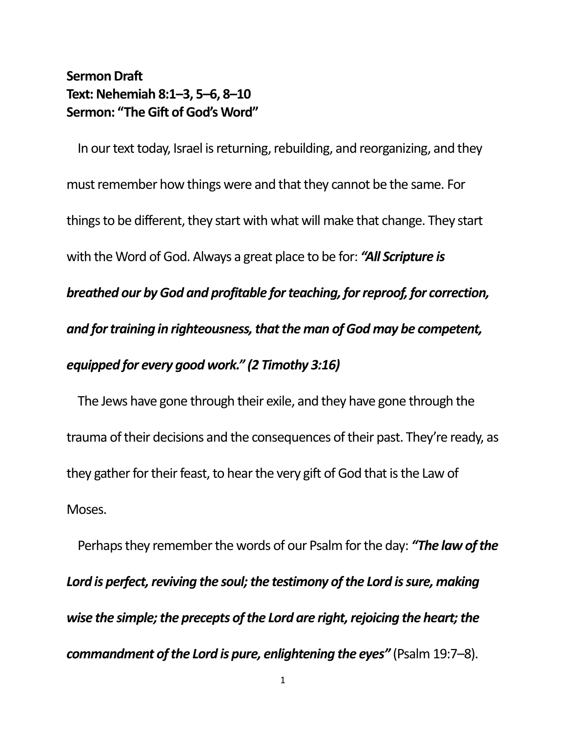**Sermon Draft**
**Text: Nehemiah 8:1–3, 5–6, 8–10**
**Sermon: "The Gift of God's Word"**

In our text today, Israel is returning, rebuilding, and reorganizing, and they must remember how things were and that they cannot be the same. For things to be different, they start with what will make that change. They start with the Word of God. Always a great place to be for: ***"All Scripture is breathed our by God and profitable for teaching, for reproof, for correction, and for training in righteousness, that the man of God may be competent, equipped for every good work." (2 Timothy 3:16)***

The Jews have gone through their exile, and they have gone through the trauma of their decisions and the consequences of their past. They're ready, as they gather for their feast, to hear the very gift of God that is the Law of Moses.

Perhaps they remember the words of our Psalm for the day: ***"The law of the Lord is perfect, reviving the soul; the testimony of the Lord is sure, making wise the simple; the precepts of the Lord are right, rejoicing the heart; the commandment of the Lord is pure, enlightening the eyes"*** (Psalm 19:7–8).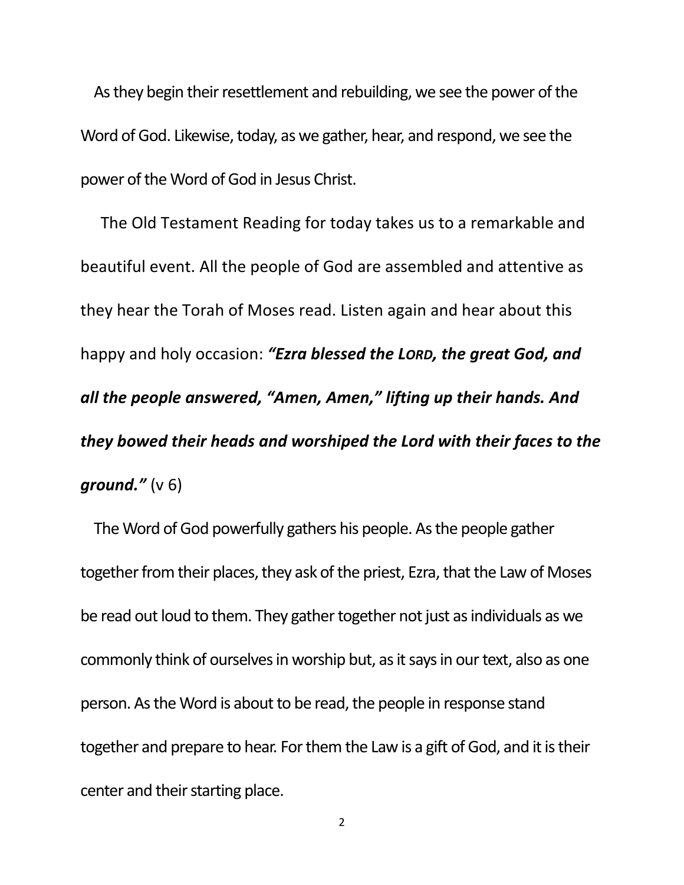As they begin their resettlement and rebuilding, we see the power of the Word of God. Likewise, today, as we gather, hear, and respond, we see the power of the Word of God in Jesus Christ.

The Old Testament Reading for today takes us to a remarkable and beautiful event. All the people of God are assembled and attentive as they hear the Torah of Moses read. Listen again and hear about this happy and holy occasion: ***"Ezra blessed the LORD, the great God, and all the people answered, "Amen, Amen," lifting up their hands. And they bowed their heads and worshiped the Lord with their faces to the ground."*** (v 6)

The Word of God powerfully gathers his people. As the people gather together from their places, they ask of the priest, Ezra, that the Law of Moses be read out loud to them. They gather together not just as individuals as we commonly think of ourselves in worship but, as it says in our text, also as one person. As the Word is about to be read, the people in response stand together and prepare to hear. For them the Law is a gift of God, and it is their center and their starting place.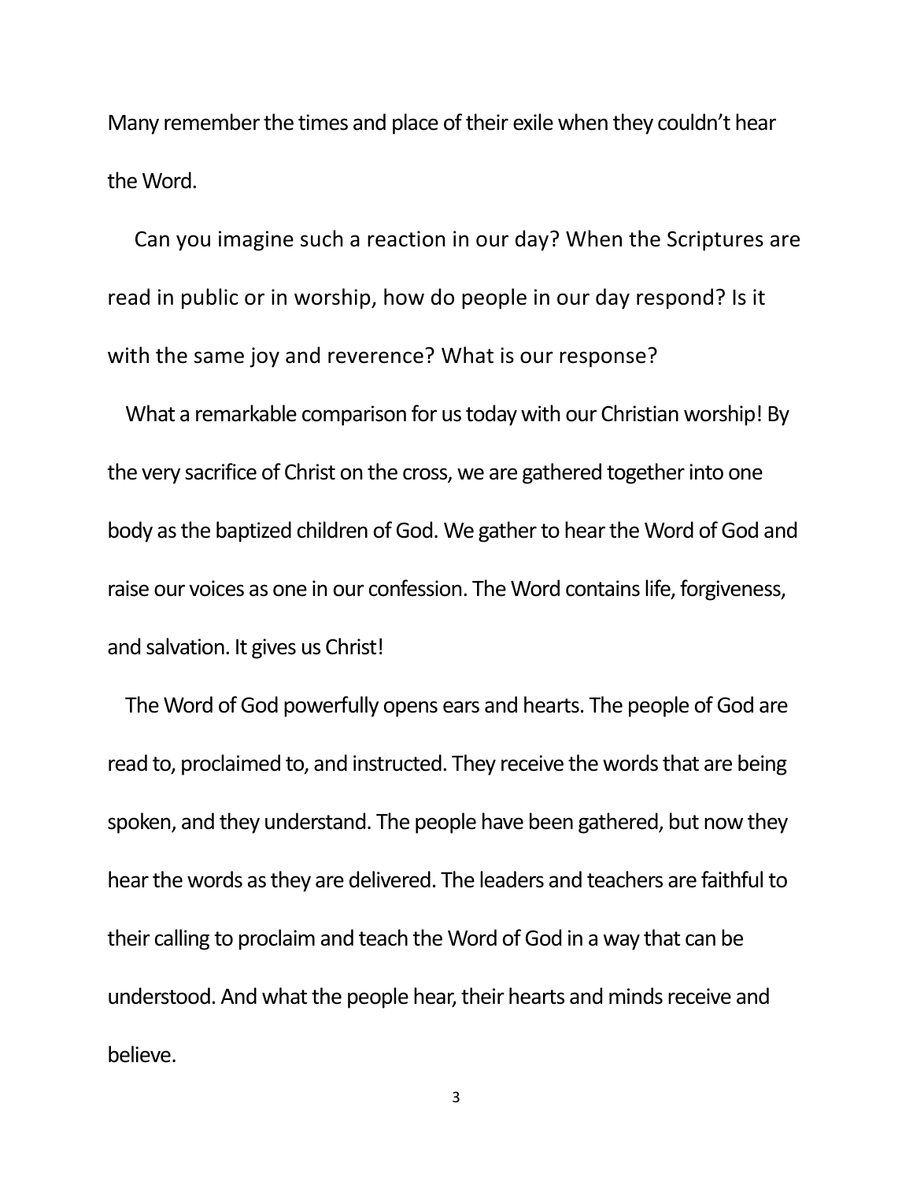Many remember the times and place of their exile when they couldn't hear the Word.

Can you imagine such a reaction in our day? When the Scriptures are read in public or in worship, how do people in our day respond? Is it with the same joy and reverence? What is our response?

What a remarkable comparison for us today with our Christian worship! By the very sacrifice of Christ on the cross, we are gathered together into one body as the baptized children of God. We gather to hear the Word of God and raise our voices as one in our confession. The Word contains life, forgiveness, and salvation. It gives us Christ!

The Word of God powerfully opens ears and hearts. The people of God are read to, proclaimed to, and instructed. They receive the words that are being spoken, and they understand. The people have been gathered, but now they hear the words as they are delivered. The leaders and teachers are faithful to their calling to proclaim and teach the Word of God in a way that can be understood. And what the people hear, their hearts and minds receive and believe.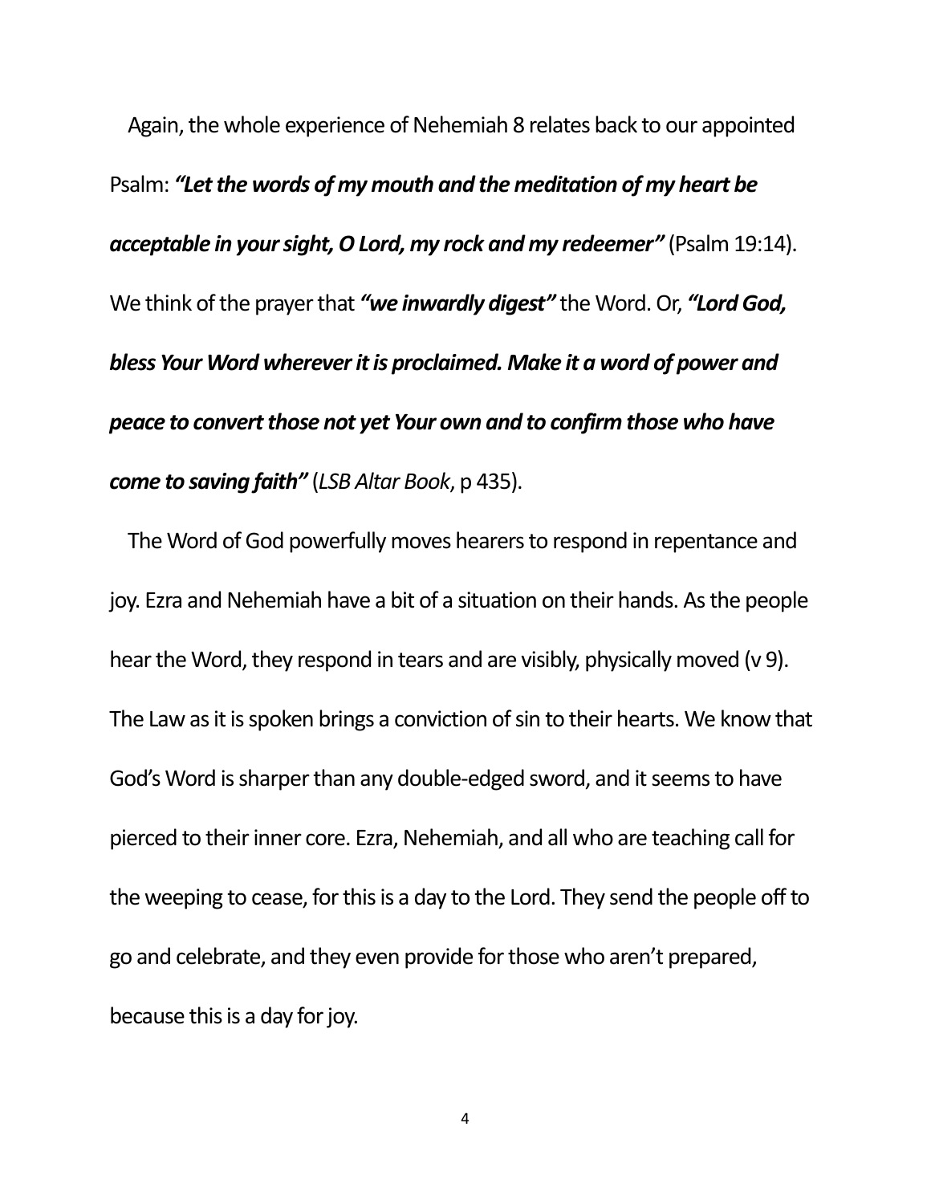Again, the whole experience of Nehemiah 8 relates back to our appointed Psalm: ***"Let the words of my mouth and the meditation of my heart be acceptable in your sight, O Lord, my rock and my redeemer"*** (Psalm 19:14). We think of the prayer that ***"we inwardly digest"*** the Word. Or, ***"Lord God, bless Your Word wherever it is proclaimed. Make it a word of power and peace to convert those not yet Your own and to confirm those who have come to saving faith"*** (*LSB Altar Book*, p 435).

The Word of God powerfully moves hearers to respond in repentance and joy. Ezra and Nehemiah have a bit of a situation on their hands. As the people hear the Word, they respond in tears and are visibly, physically moved (v 9). The Law as it is spoken brings a conviction of sin to their hearts. We know that God's Word is sharper than any double-edged sword, and it seems to have pierced to their inner core. Ezra, Nehemiah, and all who are teaching call for the weeping to cease, for this is a day to the Lord. They send the people off to go and celebrate, and they even provide for those who aren't prepared, because this is a day for joy.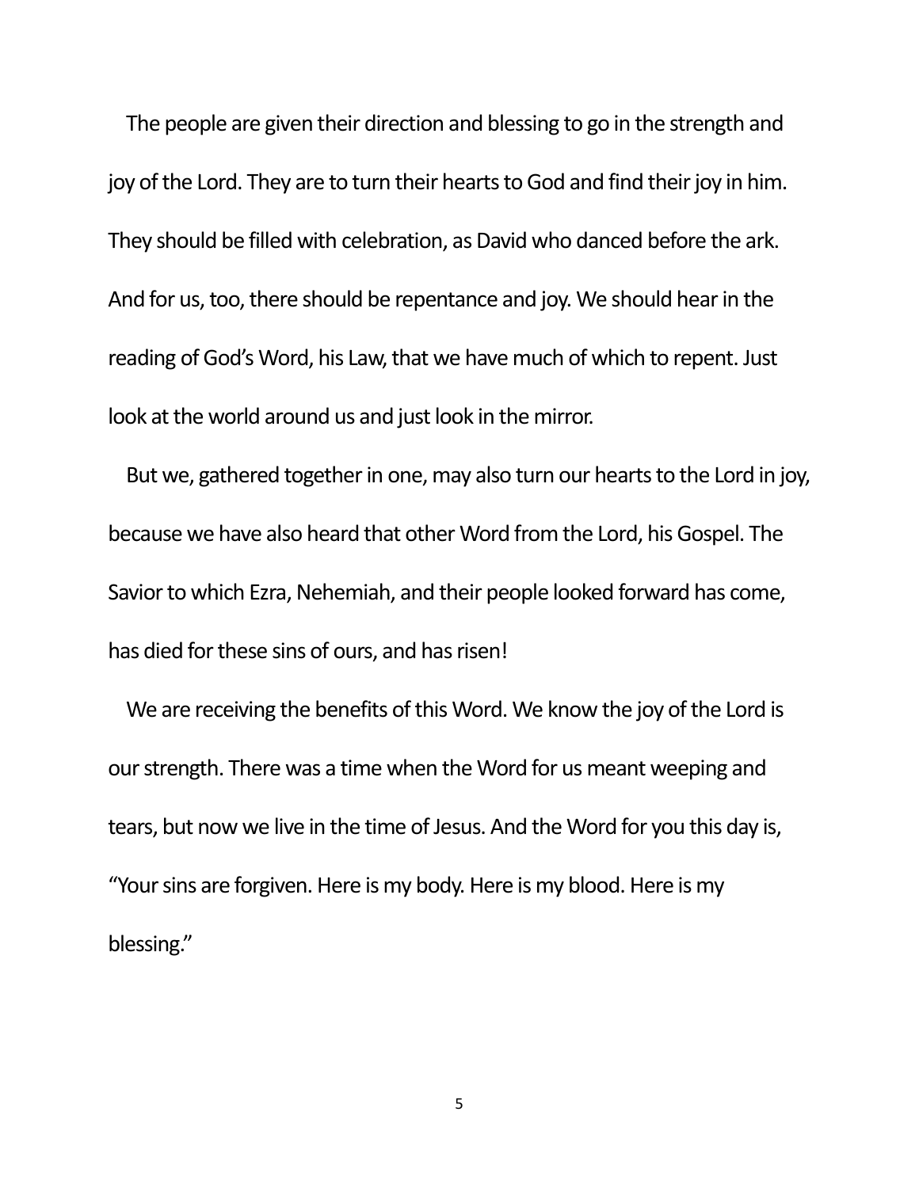The people are given their direction and blessing to go in the strength and joy of the Lord. They are to turn their hearts to God and find their joy in him. They should be filled with celebration, as David who danced before the ark. And for us, too, there should be repentance and joy. We should hear in the reading of God's Word, his Law, that we have much of which to repent. Just look at the world around us and just look in the mirror.

But we, gathered together in one, may also turn our hearts to the Lord in joy, because we have also heard that other Word from the Lord, his Gospel. The Savior to which Ezra, Nehemiah, and their people looked forward has come, has died for these sins of ours, and has risen!

We are receiving the benefits of this Word. We know the joy of the Lord is our strength. There was a time when the Word for us meant weeping and tears, but now we live in the time of Jesus. And the Word for you this day is, "Your sins are forgiven. Here is my body. Here is my blood. Here is my blessing."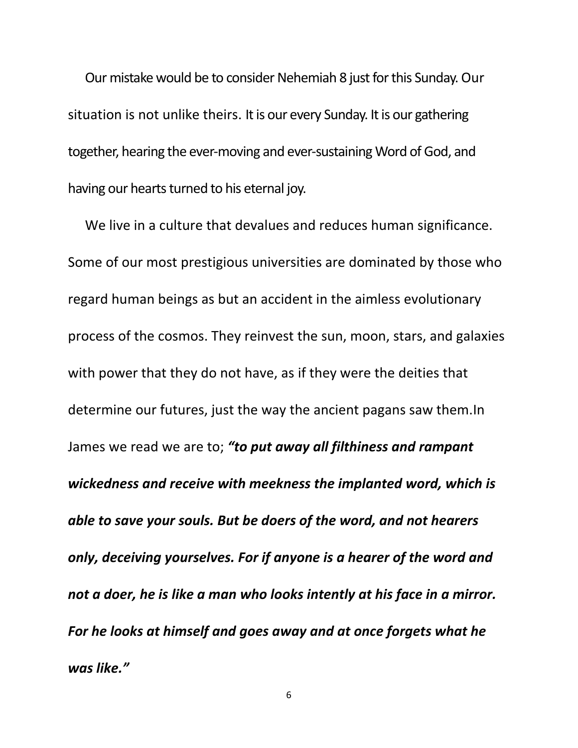Our mistake would be to consider Nehemiah 8 just for this Sunday. Our situation is not unlike theirs. It is our every Sunday. It is our gathering together, hearing the ever-moving and ever-sustaining Word of God, and having our hearts turned to his eternal joy.

We live in a culture that devalues and reduces human significance. Some of our most prestigious universities are dominated by those who regard human beings as but an accident in the aimless evolutionary process of the cosmos. They reinvest the sun, moon, stars, and galaxies with power that they do not have, as if they were the deities that determine our futures, just the way the ancient pagans saw them.In James we read we are to; ***"to put away all filthiness and rampant wickedness and receive with meekness the implanted word, which is able to save your souls. But be doers of the word, and not hearers only, deceiving yourselves. For if anyone is a hearer of the word and not a doer, he is like a man who looks intently at his face in a mirror. For he looks at himself and goes away and at once forgets what he was like."***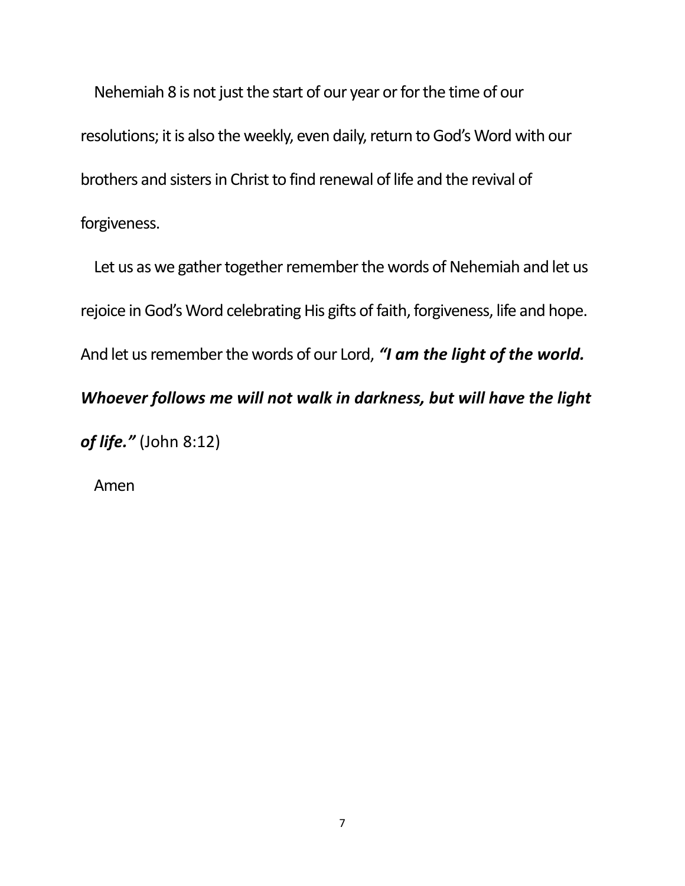Nehemiah 8 is not just the start of our year or for the time of our resolutions; it is also the weekly, even daily, return to God's Word with our brothers and sisters in Christ to find renewal of life and the revival of forgiveness.

Let us as we gather together remember the words of Nehemiah and let us rejoice in God's Word celebrating His gifts of faith, forgiveness, life and hope. And let us remember the words of our Lord, ***"I am the light of the world. Whoever follows me will not walk in darkness, but will have the light of life."*** (John 8:12)

Amen